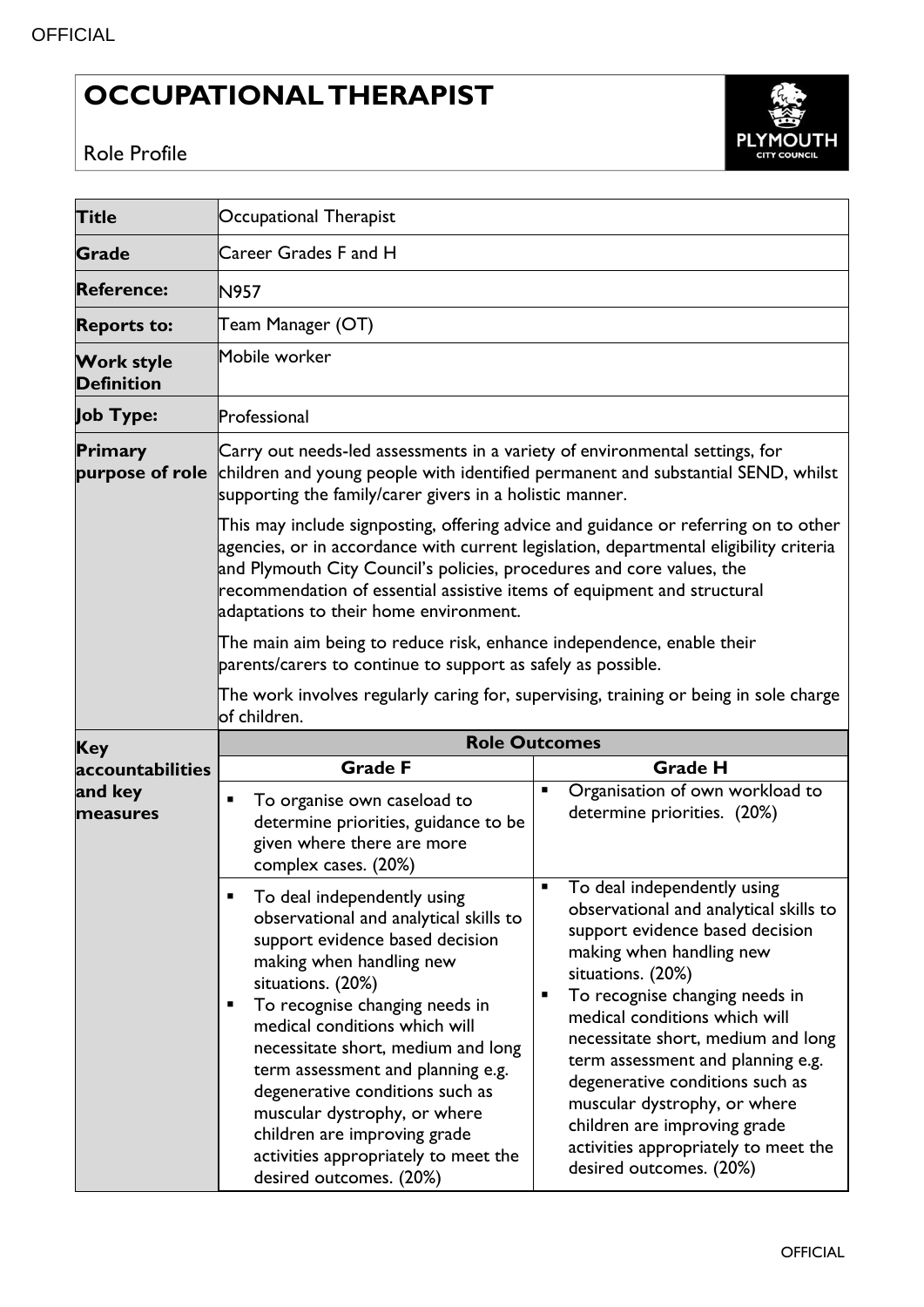# OCCUPATIONAL THERAPIST

Role Profile

| **Title** | Occupational Therapist | |
|---|---|---|
| **Grade** | Career Grades F and H | |
| **Reference:** | N957 | |
| **Reports to:** | Team Manager (OT) | |
| **Work style Definition** | Mobile worker | |
| **Job Type:** | Professional | |
| **Primary purpose of role** | Carry out needs-led assessments in a variety of environmental settings, for children and young people with identified permanent and substantial SEND, whilst supporting the family/carer givers in a holistic manner.<br><br>This may include signposting, offering advice and guidance or referring on to other agencies, or in accordance with current legislation, departmental eligibility criteria and Plymouth City Council's policies, procedures and core values, the recommendation of essential assistive items of equipment and structural adaptations to their home environment.<br><br>The main aim being to reduce risk, enhance independence, enable their parents/carers to continue to support as safely as possible.<br><br>The work involves regularly caring for, supervising, training or being in sole charge of children. | |
| **Key accountabilities and key measures** | **Role Outcomes** | |
| | **Grade F** | **Grade H** |
| | ▪ To organise own caseload to determine priorities, guidance to be given where there are more complex cases. (20%) | ▪ Organisation of own workload to determine priorities. (20%) |
| | ▪ To deal independently using observational and analytical skills to support evidence based decision making when handling new situations. (20%)<br>▪ To recognise changing needs in medical conditions which will necessitate short, medium and long term assessment and planning e.g. degenerative conditions such as muscular dystrophy, or where children are improving grade activities appropriately to meet the desired outcomes. (20%) | ▪ To deal independently using observational and analytical skills to support evidence based decision making when handling new situations. (20%)<br>▪ To recognise changing needs in medical conditions which will necessitate short, medium and long term assessment and planning e.g. degenerative conditions such as muscular dystrophy, or where children are improving grade activities appropriately to meet the desired outcomes. (20%) |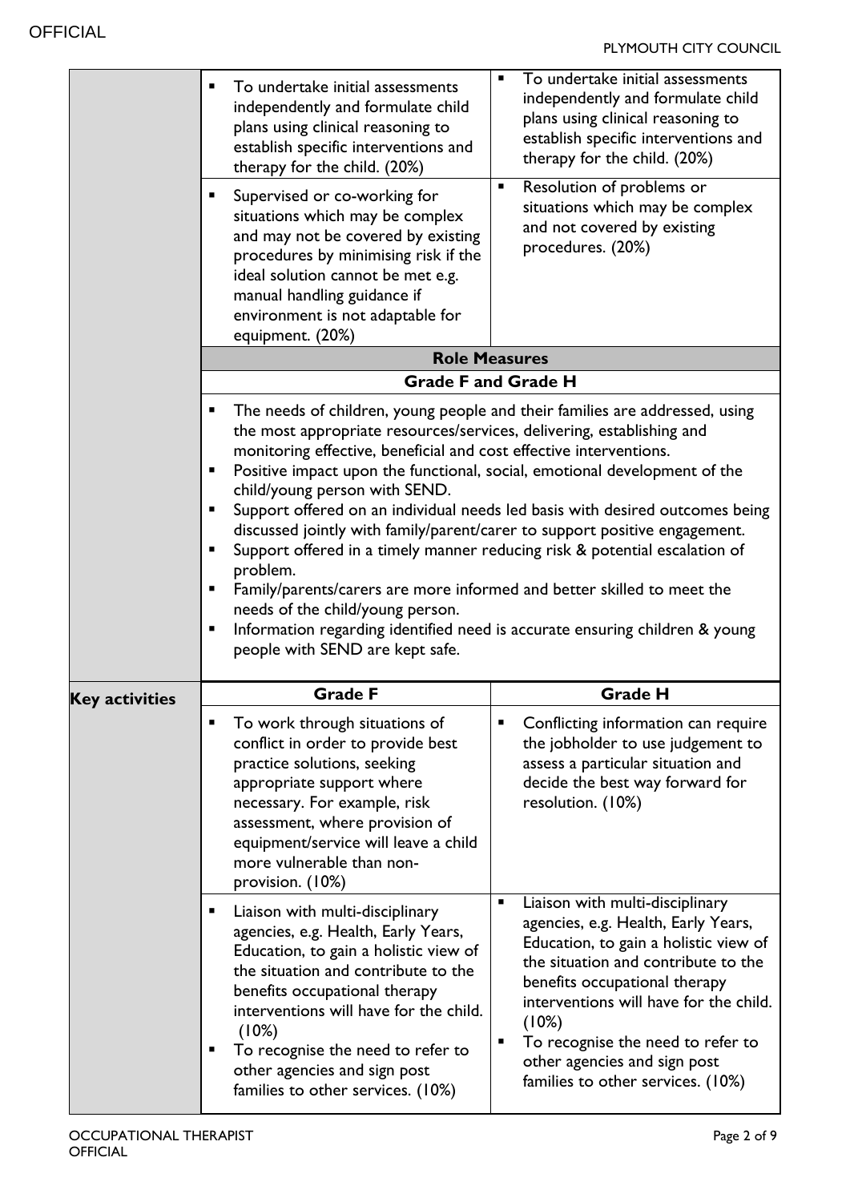| | Grade F | Grade H |
|---|---|---|
| | ▪ To undertake initial assessments independently and formulate child plans using clinical reasoning to establish specific interventions and therapy for the child. (20%) | ▪ To undertake initial assessments independently and formulate child plans using clinical reasoning to establish specific interventions and therapy for the child. (20%) |
| | ▪ Supervised or co-working for situations which may be complex and may not be covered by existing procedures by minimising risk if the ideal solution cannot be met e.g. manual handling guidance if environment is not adaptable for equipment. (20%) | ▪ Resolution of problems or situations which may be complex and not covered by existing procedures. (20%) |
| | **Role Measures** | |
| | **Grade F and Grade H** | |
| | ▪ The needs of children, young people and their families are addressed, using the most appropriate resources/services, delivering, establishing and monitoring effective, beneficial and cost effective interventions.<br>▪ Positive impact upon the functional, social, emotional development of the child/young person with SEND.<br>▪ Support offered on an individual needs led basis with desired outcomes being discussed jointly with family/parent/carer to support positive engagement.<br>▪ Support offered in a timely manner reducing risk & potential escalation of problem.<br>▪ Family/parents/carers are more informed and better skilled to meet the needs of the child/young person.<br>▪ Information regarding identified need is accurate ensuring children & young people with SEND are kept safe. | |
| **Key activities** | **Grade F** | **Grade H** |
| | ▪ To work through situations of conflict in order to provide best practice solutions, seeking appropriate support where necessary. For example, risk assessment, where provision of equipment/service will leave a child more vulnerable than non-provision. (10%) | ▪ Conflicting information can require the jobholder to use judgement to assess a particular situation and decide the best way forward for resolution. (10%) |
| | ▪ Liaison with multi-disciplinary agencies, e.g. Health, Early Years, Education, to gain a holistic view of the situation and contribute to the benefits occupational therapy interventions will have for the child. (10%)<br>▪ To recognise the need to refer to other agencies and sign post families to other services. (10%) | ▪ Liaison with multi-disciplinary agencies, e.g. Health, Early Years, Education, to gain a holistic view of the situation and contribute to the benefits occupational therapy interventions will have for the child. (10%)<br>▪ To recognise the need to refer to other agencies and sign post families to other services. (10%) |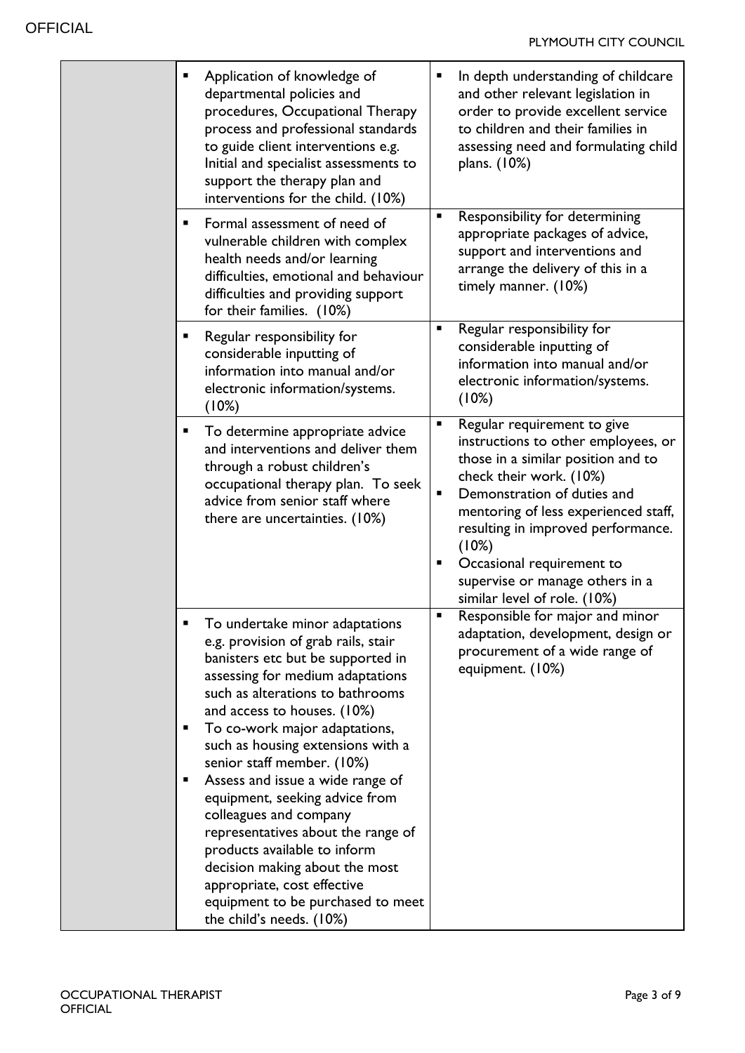| | | |
|---|---|---|
| | ▪ Application of knowledge of departmental policies and procedures, Occupational Therapy process and professional standards to guide client interventions e.g. Initial and specialist assessments to support the therapy plan and interventions for the child. (10%) | ▪ In depth understanding of childcare and other relevant legislation in order to provide excellent service to children and their families in assessing need and formulating child plans. (10%) |
| | ▪ Formal assessment of need of vulnerable children with complex health needs and/or learning difficulties, emotional and behaviour difficulties and providing support for their families. (10%) | ▪ Responsibility for determining appropriate packages of advice, support and interventions and arrange the delivery of this in a timely manner. (10%) |
| | ▪ Regular responsibility for considerable inputting of information into manual and/or electronic information/systems. (10%) | ▪ Regular responsibility for considerable inputting of information into manual and/or electronic information/systems. (10%) |
| | ▪ To determine appropriate advice and interventions and deliver them through a robust children's occupational therapy plan. To seek advice from senior staff where there are uncertainties. (10%) | ▪ Regular requirement to give instructions to other employees, or those in a similar position and to check their work. (10%)<br>▪ Demonstration of duties and mentoring of less experienced staff, resulting in improved performance. (10%)<br>▪ Occasional requirement to supervise or manage others in a similar level of role. (10%) |
| | ▪ To undertake minor adaptations e.g. provision of grab rails, stair banisters etc but be supported in assessing for medium adaptations such as alterations to bathrooms and access to houses. (10%)<br>▪ To co-work major adaptations, such as housing extensions with a senior staff member. (10%)<br>▪ Assess and issue a wide range of equipment, seeking advice from colleagues and company representatives about the range of products available to inform decision making about the most appropriate, cost effective equipment to be purchased to meet the child's needs. (10%) | ▪ Responsible for major and minor adaptation, development, design or procurement of a wide range of equipment. (10%) |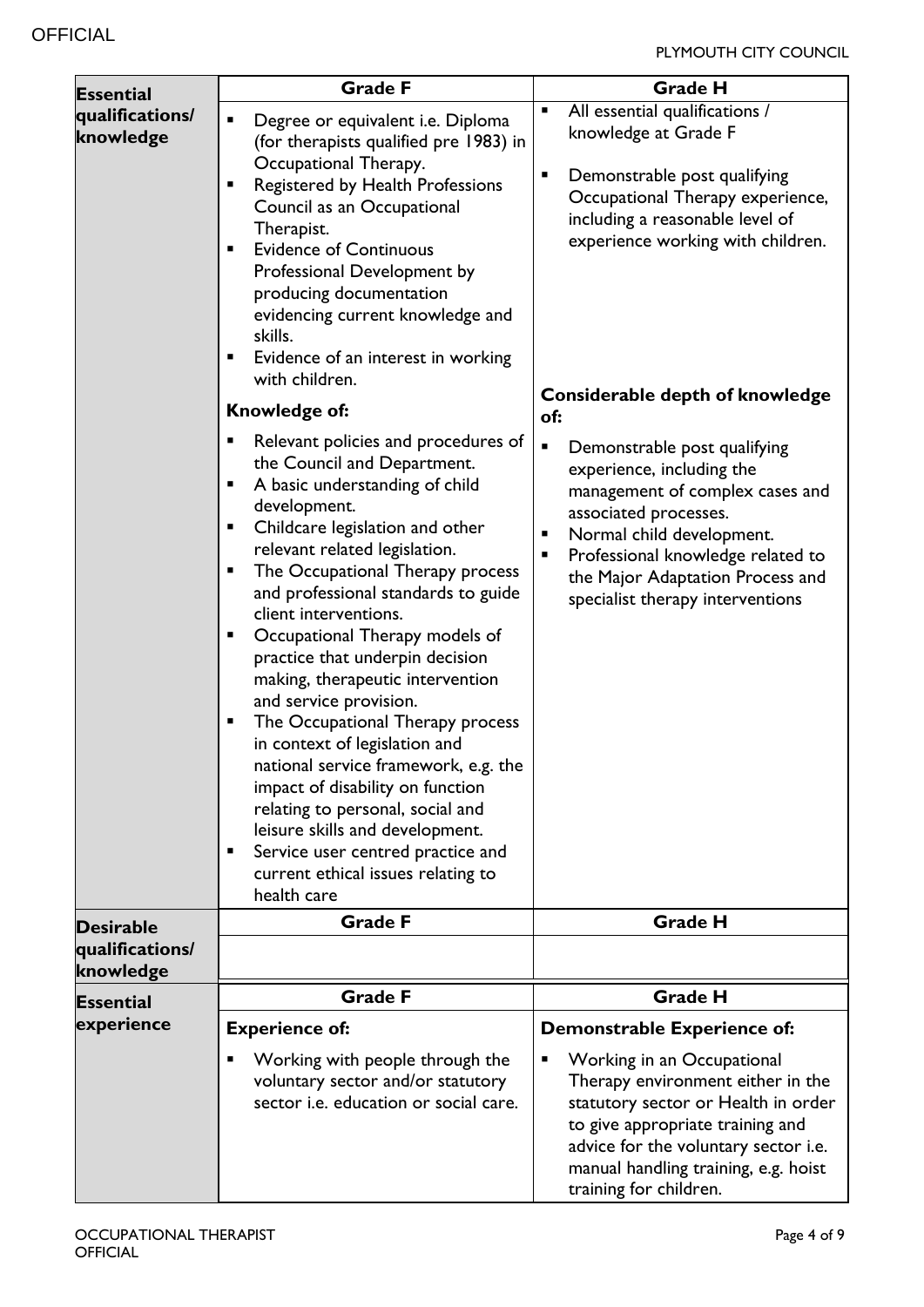| | Grade F | Grade H |
|---|---|---|
| **Essential qualifications/ knowledge** | ▪ Degree or equivalent i.e. Diploma (for therapists qualified pre 1983) in Occupational Therapy.<br>▪ Registered by Health Professions Council as an Occupational Therapist.<br>▪ Evidence of Continuous Professional Development by producing documentation evidencing current knowledge and skills.<br>▪ Evidence of an interest in working with children.<br><br>**Knowledge of:**<br>▪ Relevant policies and procedures of the Council and Department.<br>▪ A basic understanding of child development.<br>▪ Childcare legislation and other relevant related legislation.<br>▪ The Occupational Therapy process and professional standards to guide client interventions.<br>▪ Occupational Therapy models of practice that underpin decision making, therapeutic intervention and service provision.<br>▪ The Occupational Therapy process in context of legislation and national service framework, e.g. the impact of disability on function relating to personal, social and leisure skills and development.<br>▪ Service user centred practice and current ethical issues relating to health care | ▪ All essential qualifications / knowledge at Grade F<br>▪ Demonstrable post qualifying Occupational Therapy experience, including a reasonable level of experience working with children.<br><br>**Considerable depth of knowledge of:**<br>▪ Demonstrable post qualifying experience, including the management of complex cases and associated processes.<br>▪ Normal child development.<br>▪ Professional knowledge related to the Major Adaptation Process and specialist therapy interventions |
| **Desirable qualifications/ knowledge** | **Grade F** | **Grade H** |
| | | |
| **Essential experience** | **Grade F** | **Grade H** |
| | **Experience of:**<br>▪ Working with people through the voluntary sector and/or statutory sector i.e. education or social care. | **Demonstrable Experience of:**<br>▪ Working in an Occupational Therapy environment either in the statutory sector or Health in order to give appropriate training and advice for the voluntary sector i.e. manual handling training, e.g. hoist training for children. |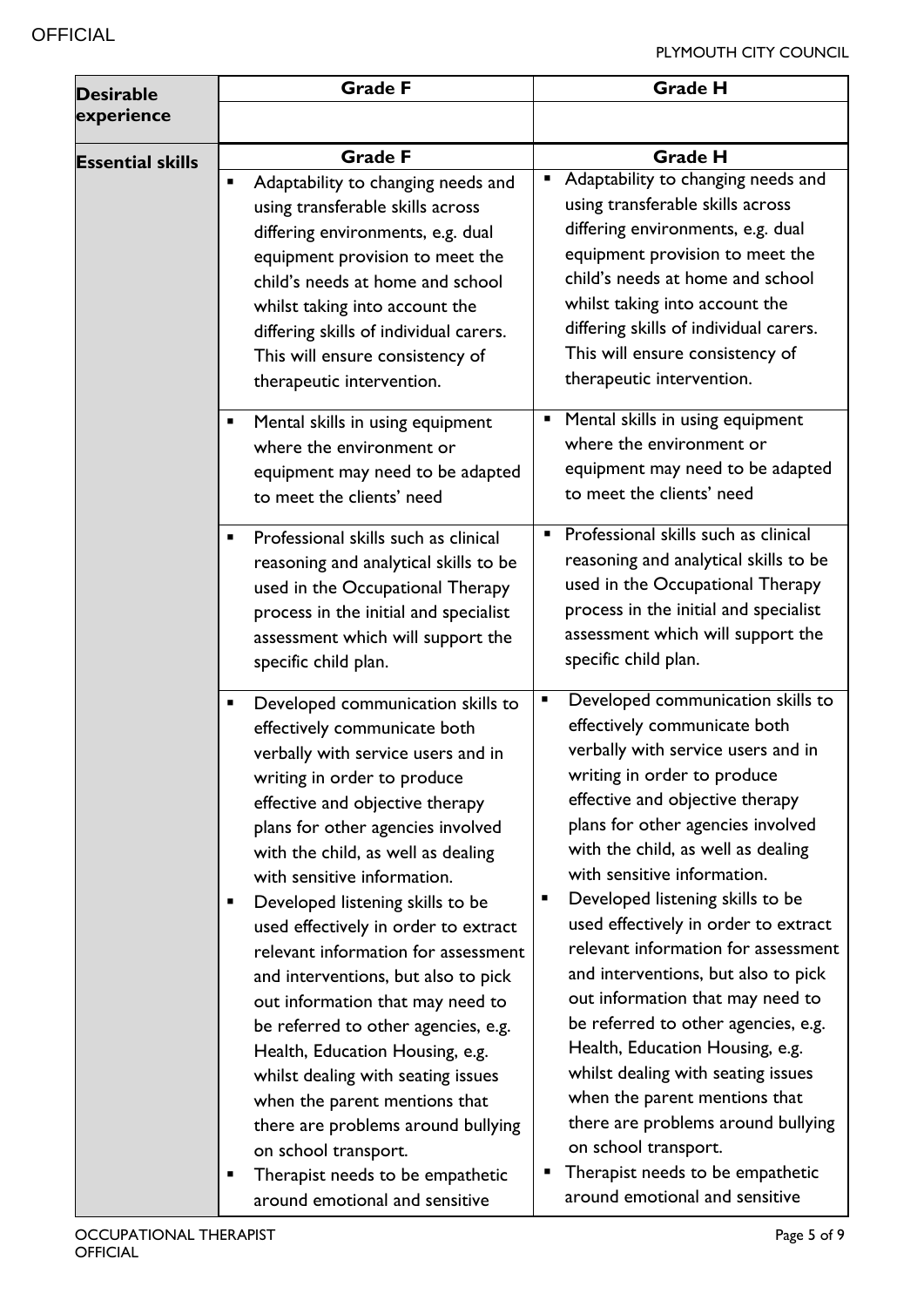| Desirable experience | Grade F | Grade H |
|---|---|---|
| | | |
| **Essential skills** | **Grade F** | **Grade H** |
| | ▪ Adaptability to changing needs and using transferable skills across differing environments, e.g. dual equipment provision to meet the child's needs at home and school whilst taking into account the differing skills of individual carers. This will ensure consistency of therapeutic intervention. | ▪ Adaptability to changing needs and using transferable skills across differing environments, e.g. dual equipment provision to meet the child's needs at home and school whilst taking into account the differing skills of individual carers. This will ensure consistency of therapeutic intervention. |
| | ▪ Mental skills in using equipment where the environment or equipment may need to be adapted to meet the clients' need | ▪ Mental skills in using equipment where the environment or equipment may need to be adapted to meet the clients' need |
| | ▪ Professional skills such as clinical reasoning and analytical skills to be used in the Occupational Therapy process in the initial and specialist assessment which will support the specific child plan. | ▪ Professional skills such as clinical reasoning and analytical skills to be used in the Occupational Therapy process in the initial and specialist assessment which will support the specific child plan. |
| | ▪ Developed communication skills to effectively communicate both verbally with service users and in writing in order to produce effective and objective therapy plans for other agencies involved with the child, as well as dealing with sensitive information.<br>▪ Developed listening skills to be used effectively in order to extract relevant information for assessment and interventions, but also to pick out information that may need to be referred to other agencies, e.g. Health, Education Housing, e.g. whilst dealing with seating issues when the parent mentions that there are problems around bullying on school transport.<br>▪ Therapist needs to be empathetic around emotional and sensitive | ▪ Developed communication skills to effectively communicate both verbally with service users and in writing in order to produce effective and objective therapy plans for other agencies involved with the child, as well as dealing with sensitive information.<br>▪ Developed listening skills to be used effectively in order to extract relevant information for assessment and interventions, but also to pick out information that may need to be referred to other agencies, e.g. Health, Education Housing, e.g. whilst dealing with seating issues when the parent mentions that there are problems around bullying on school transport.<br>▪ Therapist needs to be empathetic around emotional and sensitive |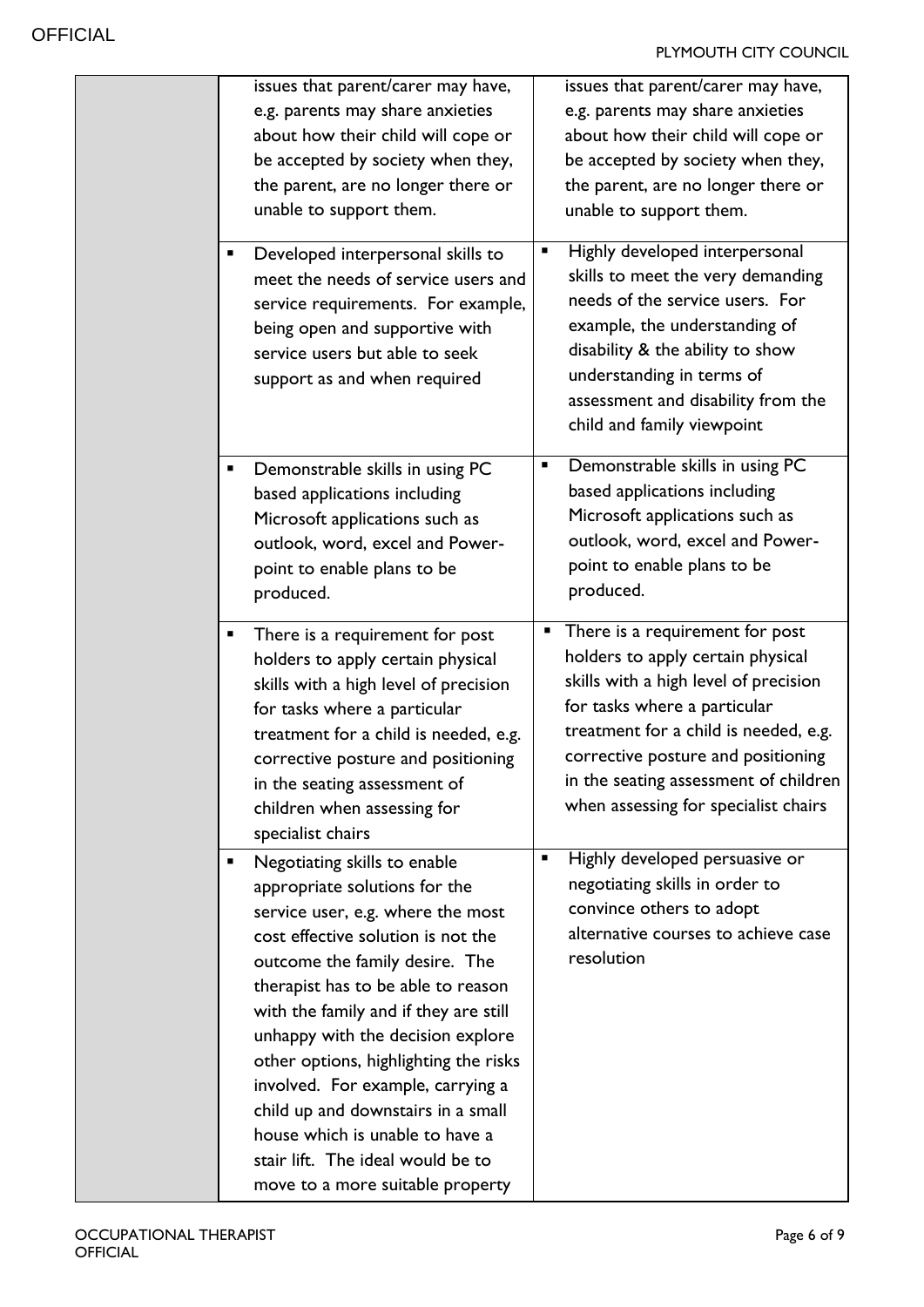| | | |
|---|---|---|
| | issues that parent/carer may have, e.g. parents may share anxieties about how their child will cope or be accepted by society when they, the parent, are no longer there or unable to support them. | issues that parent/carer may have, e.g. parents may share anxieties about how their child will cope or be accepted by society when they, the parent, are no longer there or unable to support them. |
| | ▪ Developed interpersonal skills to meet the needs of service users and service requirements. For example, being open and supportive with service users but able to seek support as and when required | ▪ Highly developed interpersonal skills to meet the very demanding needs of the service users. For example, the understanding of disability & the ability to show understanding in terms of assessment and disability from the child and family viewpoint |
| | ▪ Demonstrable skills in using PC based applications including Microsoft applications such as outlook, word, excel and Power-point to enable plans to be produced. | ▪ Demonstrable skills in using PC based applications including Microsoft applications such as outlook, word, excel and Power-point to enable plans to be produced. |
| | ▪ There is a requirement for post holders to apply certain physical skills with a high level of precision for tasks where a particular treatment for a child is needed, e.g. corrective posture and positioning in the seating assessment of children when assessing for specialist chairs | ▪ There is a requirement for post holders to apply certain physical skills with a high level of precision for tasks where a particular treatment for a child is needed, e.g. corrective posture and positioning in the seating assessment of children when assessing for specialist chairs |
| | ▪ Negotiating skills to enable appropriate solutions for the service user, e.g. where the most cost effective solution is not the outcome the family desire. The therapist has to be able to reason with the family and if they are still unhappy with the decision explore other options, highlighting the risks involved. For example, carrying a child up and downstairs in a small house which is unable to have a stair lift. The ideal would be to move to a more suitable property | ▪ Highly developed persuasive or negotiating skills in order to convince others to adopt alternative courses to achieve case resolution |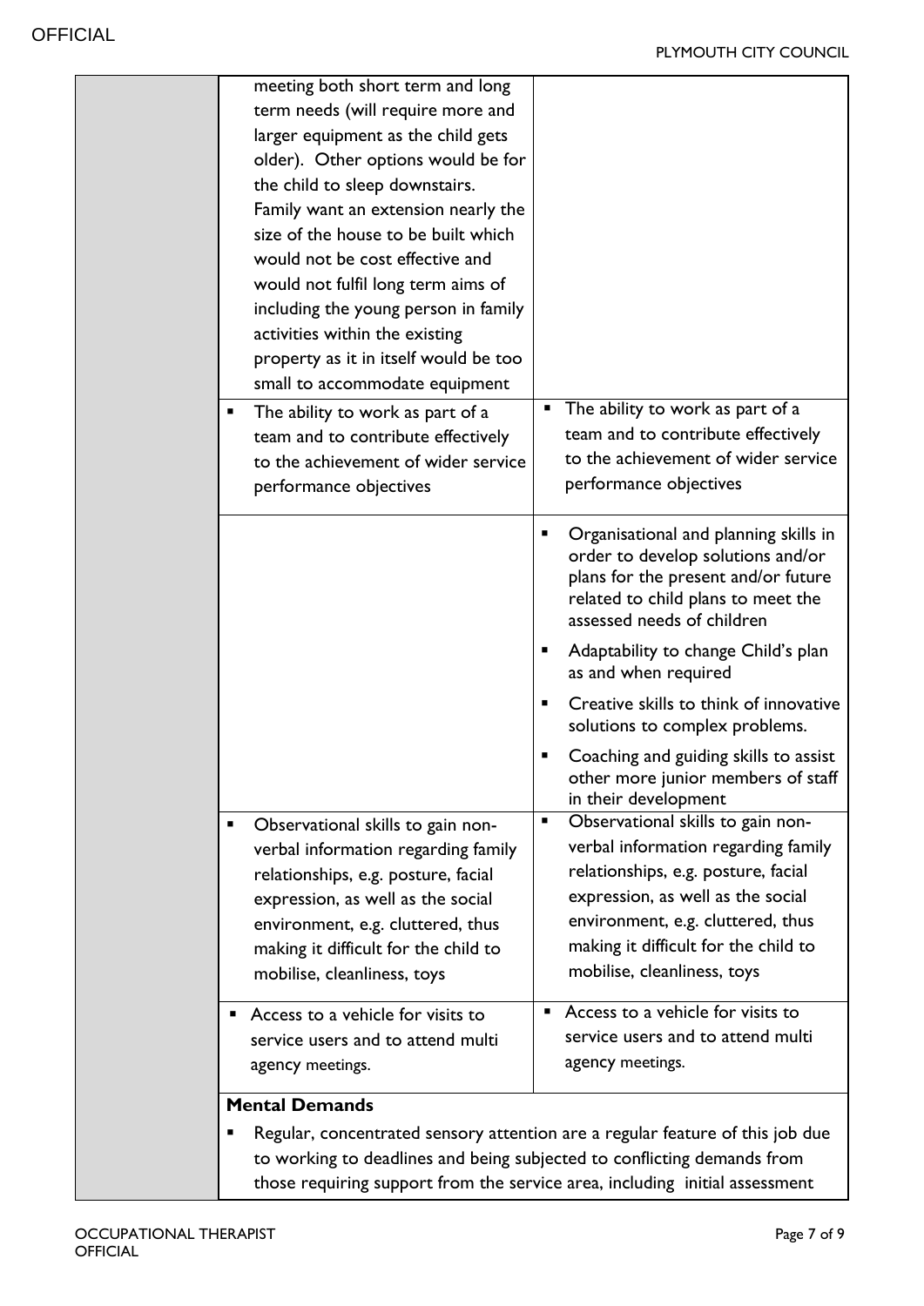| | | |
|---|---|---|
| | meeting both short term and long term needs (will require more and larger equipment as the child gets older). Other options would be for the child to sleep downstairs. Family want an extension nearly the size of the house to be built which would not be cost effective and would not fulfil long term aims of including the young person in family activities within the existing property as it in itself would be too small to accommodate equipment | |
| | ▪ The ability to work as part of a team and to contribute effectively to the achievement of wider service performance objectives | ▪ The ability to work as part of a team and to contribute effectively to the achievement of wider service performance objectives |
| | | ▪ Organisational and planning skills in order to develop solutions and/or plans for the present and/or future related to child plans to meet the assessed needs of children<br>▪ Adaptability to change Child's plan as and when required<br>▪ Creative skills to think of innovative solutions to complex problems.<br>▪ Coaching and guiding skills to assist other more junior members of staff in their development |
| | ▪ Observational skills to gain non-verbal information regarding family relationships, e.g. posture, facial expression, as well as the social environment, e.g. cluttered, thus making it difficult for the child to mobilise, cleanliness, toys | ▪ Observational skills to gain non-verbal information regarding family relationships, e.g. posture, facial expression, as well as the social environment, e.g. cluttered, thus making it difficult for the child to mobilise, cleanliness, toys |
| | ▪ Access to a vehicle for visits to service users and to attend multi agency meetings. | ▪ Access to a vehicle for visits to service users and to attend multi agency meetings. |
| | **Mental Demands**<br>▪ Regular, concentrated sensory attention are a regular feature of this job due to working to deadlines and being subjected to conflicting demands from those requiring support from the service area, including initial assessment | |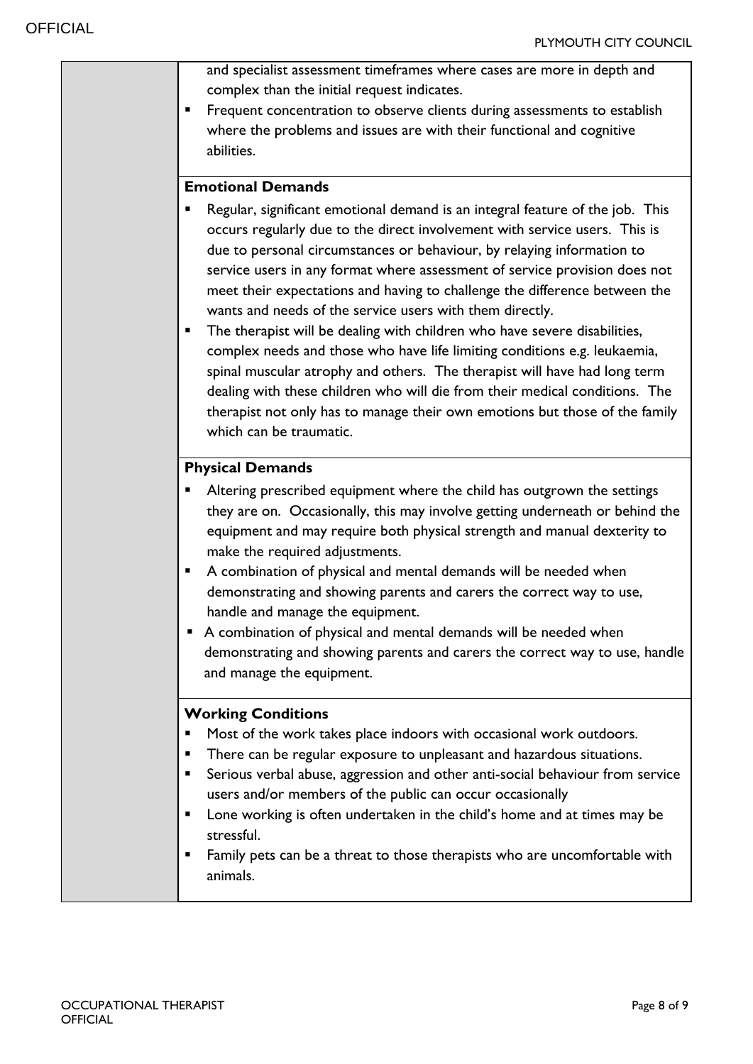| | and specialist assessment timeframes where cases are more in depth and complex than the initial request indicates.<br>▪ Frequent concentration to observe clients during assessments to establish where the problems and issues are with their functional and cognitive abilities. |
|---|---|
| | **Emotional Demands**<br>▪ Regular, significant emotional demand is an integral feature of the job. This occurs regularly due to the direct involvement with service users. This is due to personal circumstances or behaviour, by relaying information to service users in any format where assessment of service provision does not meet their expectations and having to challenge the difference between the wants and needs of the service users with them directly.<br>▪ The therapist will be dealing with children who have severe disabilities, complex needs and those who have life limiting conditions e.g. leukaemia, spinal muscular atrophy and others. The therapist will have had long term dealing with these children who will die from their medical conditions. The therapist not only has to manage their own emotions but those of the family which can be traumatic. |
| | **Physical Demands**<br>▪ Altering prescribed equipment where the child has outgrown the settings they are on. Occasionally, this may involve getting underneath or behind the equipment and may require both physical strength and manual dexterity to make the required adjustments.<br>▪ A combination of physical and mental demands will be needed when demonstrating and showing parents and carers the correct way to use, handle and manage the equipment.<br>▪ A combination of physical and mental demands will be needed when demonstrating and showing parents and carers the correct way to use, handle and manage the equipment. |
| | **Working Conditions**<br>▪ Most of the work takes place indoors with occasional work outdoors.<br>▪ There can be regular exposure to unpleasant and hazardous situations.<br>▪ Serious verbal abuse, aggression and other anti-social behaviour from service users and/or members of the public can occur occasionally<br>▪ Lone working is often undertaken in the child's home and at times may be stressful.<br>▪ Family pets can be a threat to those therapists who are uncomfortable with animals. |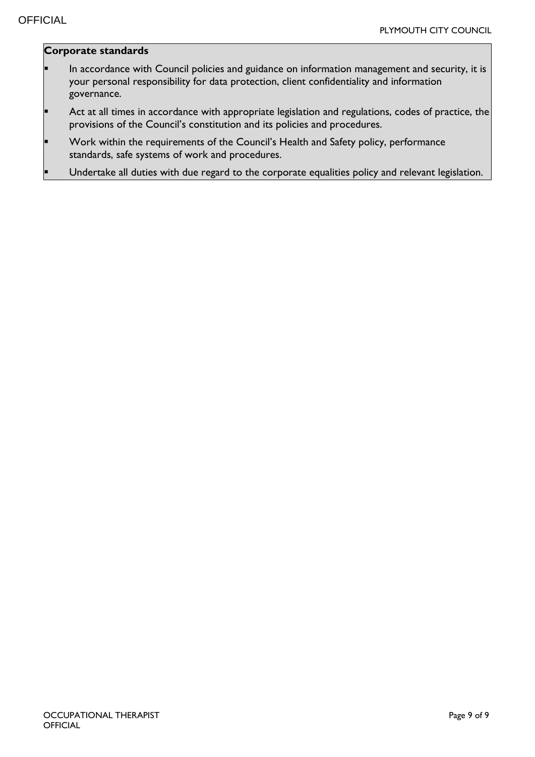**Corporate standards**

- In accordance with Council policies and guidance on information management and security, it is your personal responsibility for data protection, client confidentiality and information governance.
- Act at all times in accordance with appropriate legislation and regulations, codes of practice, the provisions of the Council's constitution and its policies and procedures.
- Work within the requirements of the Council's Health and Safety policy, performance standards, safe systems of work and procedures.
- Undertake all duties with due regard to the corporate equalities policy and relevant legislation.